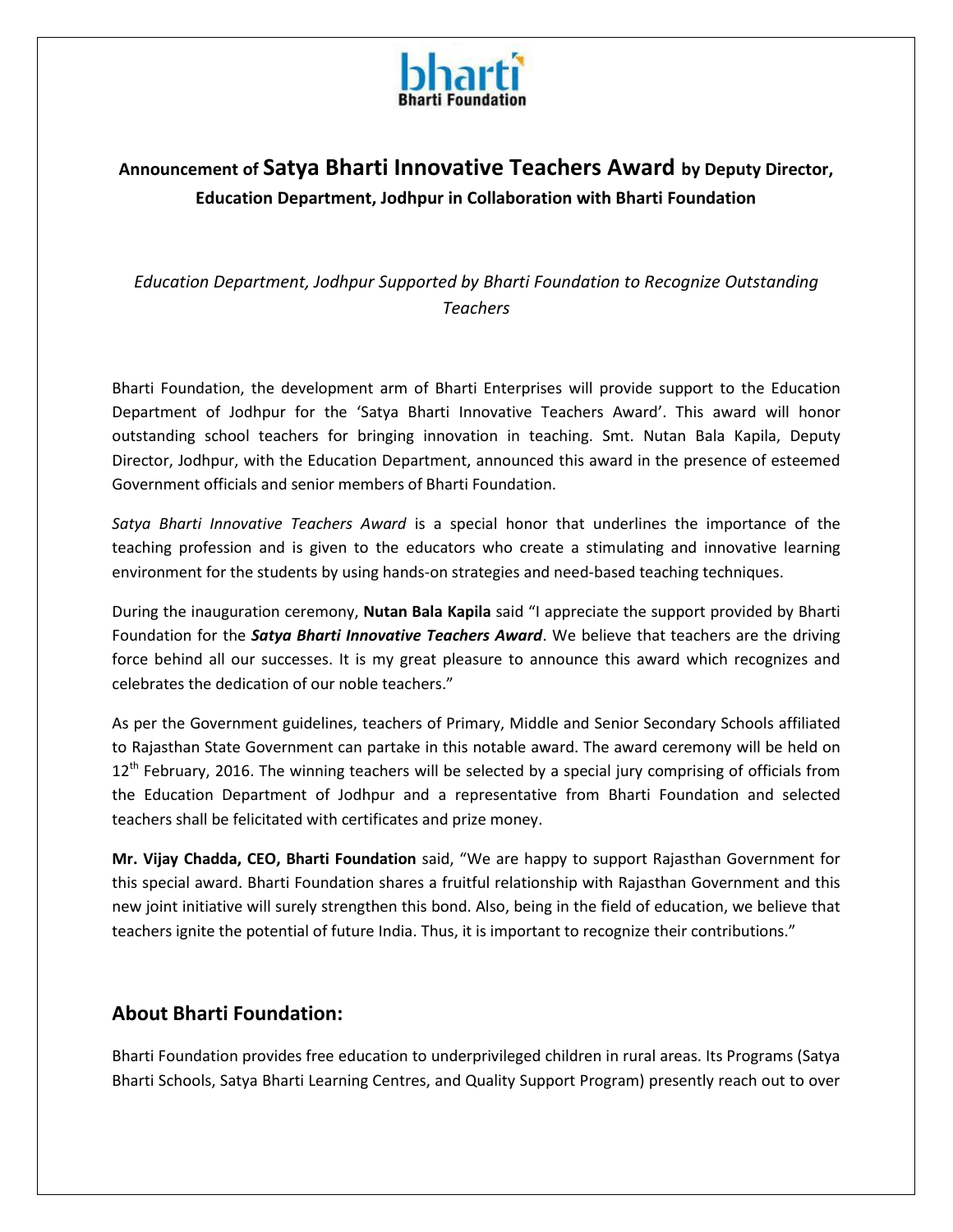## Announcement of Satya Bharti Innovative Teachers Award by Deputy Director, Education Department, Jodhpur in Collaboration with Bharti Foundation

*Education Department, Jodhpur Supported by Bharti Foundation to Recognize Outstanding Teachers*

Bharti Foundation, the development arm of Bharti Enterprises will provide support to the Education Department of Jodhpur for the 'Satya Bharti Innovative Teachers Award'. This award will honor outstanding school teachers for bringing innovation in teaching. Smt. Nutan Bala Kapila, Deputy Director, Jodhpur, with the Education Department, announced this award in the presence of esteemed Government officials and senior members of Bharti Foundation.

*Satya Bharti Innovative Teachers Award* is a special honor that underlines the importance of the teaching profession and is given to the educators who create a stimulating and innovative learning environment for the students by using hands-on strategies and need-based teaching techniques.

During the inauguration ceremony, **Nutan Bala Kapila** said "I appreciate the support provided by Bharti Foundation for the ***Satya Bharti Innovative Teachers Award***. We believe that teachers are the driving force behind all our successes. It is my great pleasure to announce this award which recognizes and celebrates the dedication of our noble teachers."

As per the Government guidelines, teachers of Primary, Middle and Senior Secondary Schools affiliated to Rajasthan State Government can partake in this notable award. The award ceremony will be held on 12th February, 2016. The winning teachers will be selected by a special jury comprising of officials from the Education Department of Jodhpur and a representative from Bharti Foundation and selected teachers shall be felicitated with certificates and prize money.

**Mr. Vijay Chadda, CEO, Bharti Foundation** said, "We are happy to support Rajasthan Government for this special award. Bharti Foundation shares a fruitful relationship with Rajasthan Government and this new joint initiative will surely strengthen this bond. Also, being in the field of education, we believe that teachers ignite the potential of future India. Thus, it is important to recognize their contributions."

## About Bharti Foundation:

Bharti Foundation provides free education to underprivileged children in rural areas. Its Programs (Satya Bharti Schools, Satya Bharti Learning Centres, and Quality Support Program) presently reach out to over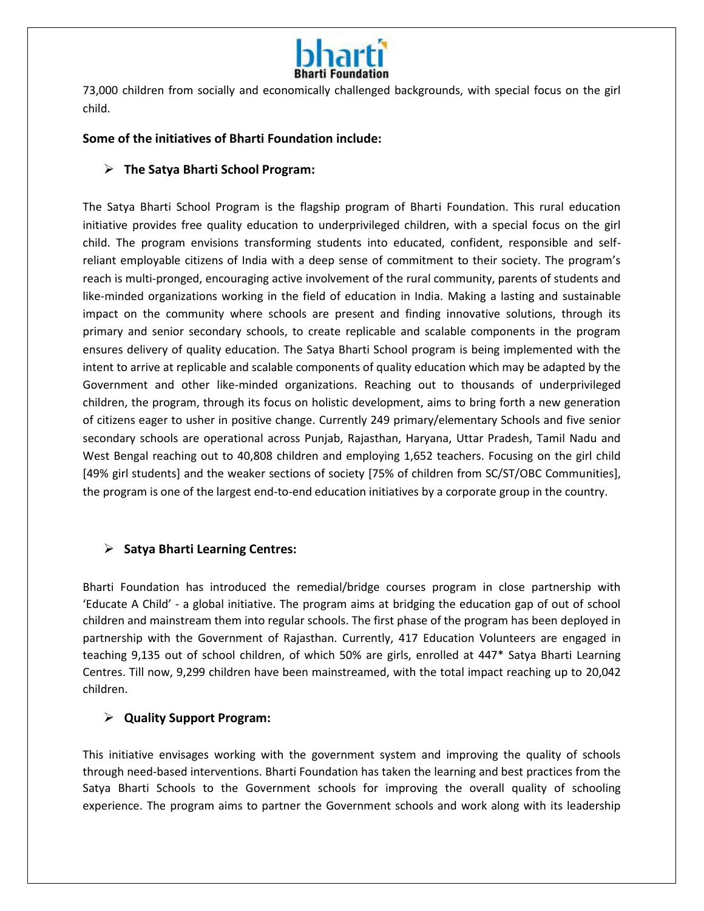73,000 children from socially and economically challenged backgrounds, with special focus on the girl child.

**Some of the initiatives of Bharti Foundation include:**

- **The Satya Bharti School Program:**

The Satya Bharti School Program is the flagship program of Bharti Foundation. This rural education initiative provides free quality education to underprivileged children, with a special focus on the girl child. The program envisions transforming students into educated, confident, responsible and self-reliant employable citizens of India with a deep sense of commitment to their society. The program's reach is multi-pronged, encouraging active involvement of the rural community, parents of students and like-minded organizations working in the field of education in India. Making a lasting and sustainable impact on the community where schools are present and finding innovative solutions, through its primary and senior secondary schools, to create replicable and scalable components in the program ensures delivery of quality education. The Satya Bharti School program is being implemented with the intent to arrive at replicable and scalable components of quality education which may be adapted by the Government and other like-minded organizations. Reaching out to thousands of underprivileged children, the program, through its focus on holistic development, aims to bring forth a new generation of citizens eager to usher in positive change. Currently 249 primary/elementary Schools and five senior secondary schools are operational across Punjab, Rajasthan, Haryana, Uttar Pradesh, Tamil Nadu and West Bengal reaching out to 40,808 children and employing 1,652 teachers. Focusing on the girl child [49% girl students] and the weaker sections of society [75% of children from SC/ST/OBC Communities], the program is one of the largest end-to-end education initiatives by a corporate group in the country.

- **Satya Bharti Learning Centres:**

Bharti Foundation has introduced the remedial/bridge courses program in close partnership with 'Educate A Child' - a global initiative. The program aims at bridging the education gap of out of school children and mainstream them into regular schools. The first phase of the program has been deployed in partnership with the Government of Rajasthan. Currently, 417 Education Volunteers are engaged in teaching 9,135 out of school children, of which 50% are girls, enrolled at 447* Satya Bharti Learning Centres. Till now, 9,299 children have been mainstreamed, with the total impact reaching up to 20,042 children.

- **Quality Support Program:**

This initiative envisages working with the government system and improving the quality of schools through need-based interventions. Bharti Foundation has taken the learning and best practices from the Satya Bharti Schools to the Government schools for improving the overall quality of schooling experience. The program aims to partner the Government schools and work along with its leadership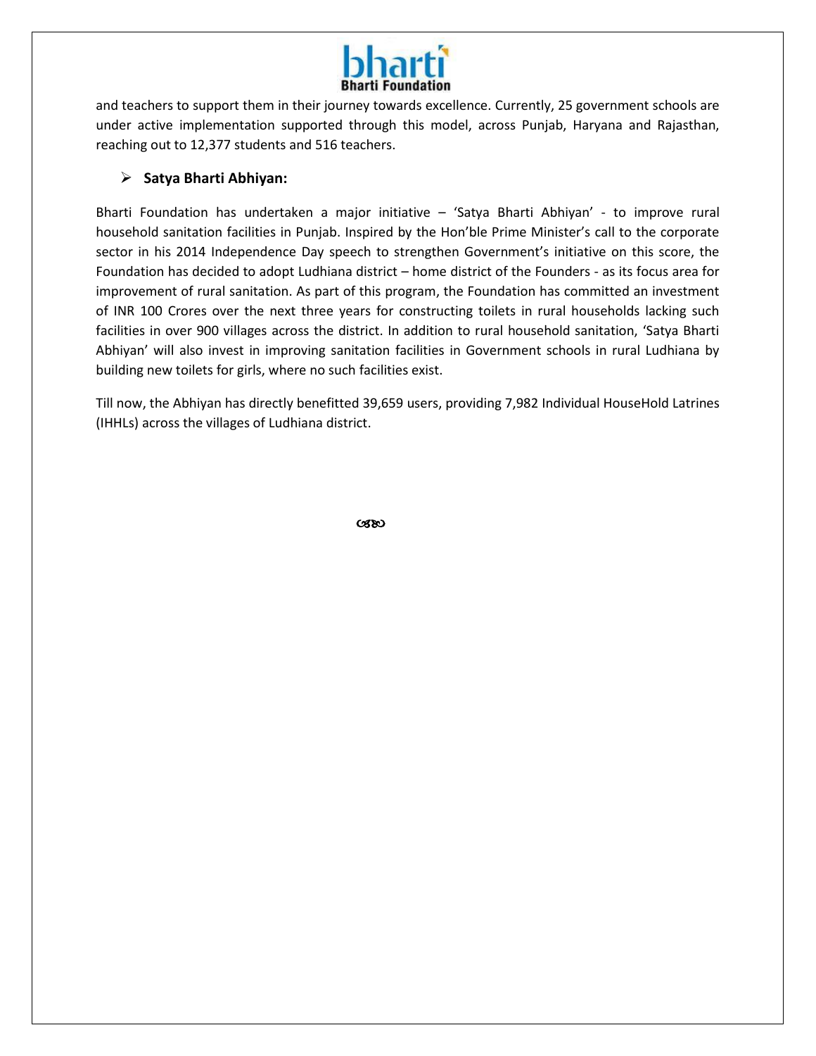and teachers to support them in their journey towards excellence. Currently, 25 government schools are under active implementation supported through this model, across Punjab, Haryana and Rajasthan, reaching out to 12,377 students and 516 teachers.

- **Satya Bharti Abhiyan:**

Bharti Foundation has undertaken a major initiative – 'Satya Bharti Abhiyan' - to improve rural household sanitation facilities in Punjab. Inspired by the Hon'ble Prime Minister's call to the corporate sector in his 2014 Independence Day speech to strengthen Government's initiative on this score, the Foundation has decided to adopt Ludhiana district – home district of the Founders - as its focus area for improvement of rural sanitation. As part of this program, the Foundation has committed an investment of INR 100 Crores over the next three years for constructing toilets in rural households lacking such facilities in over 900 villages across the district. In addition to rural household sanitation, 'Satya Bharti Abhiyan' will also invest in improving sanitation facilities in Government schools in rural Ludhiana by building new toilets for girls, where no such facilities exist.

Till now, the Abhiyan has directly benefitted 39,659 users, providing 7,982 Individual HouseHold Latrines (IHHLs) across the villages of Ludhiana district.